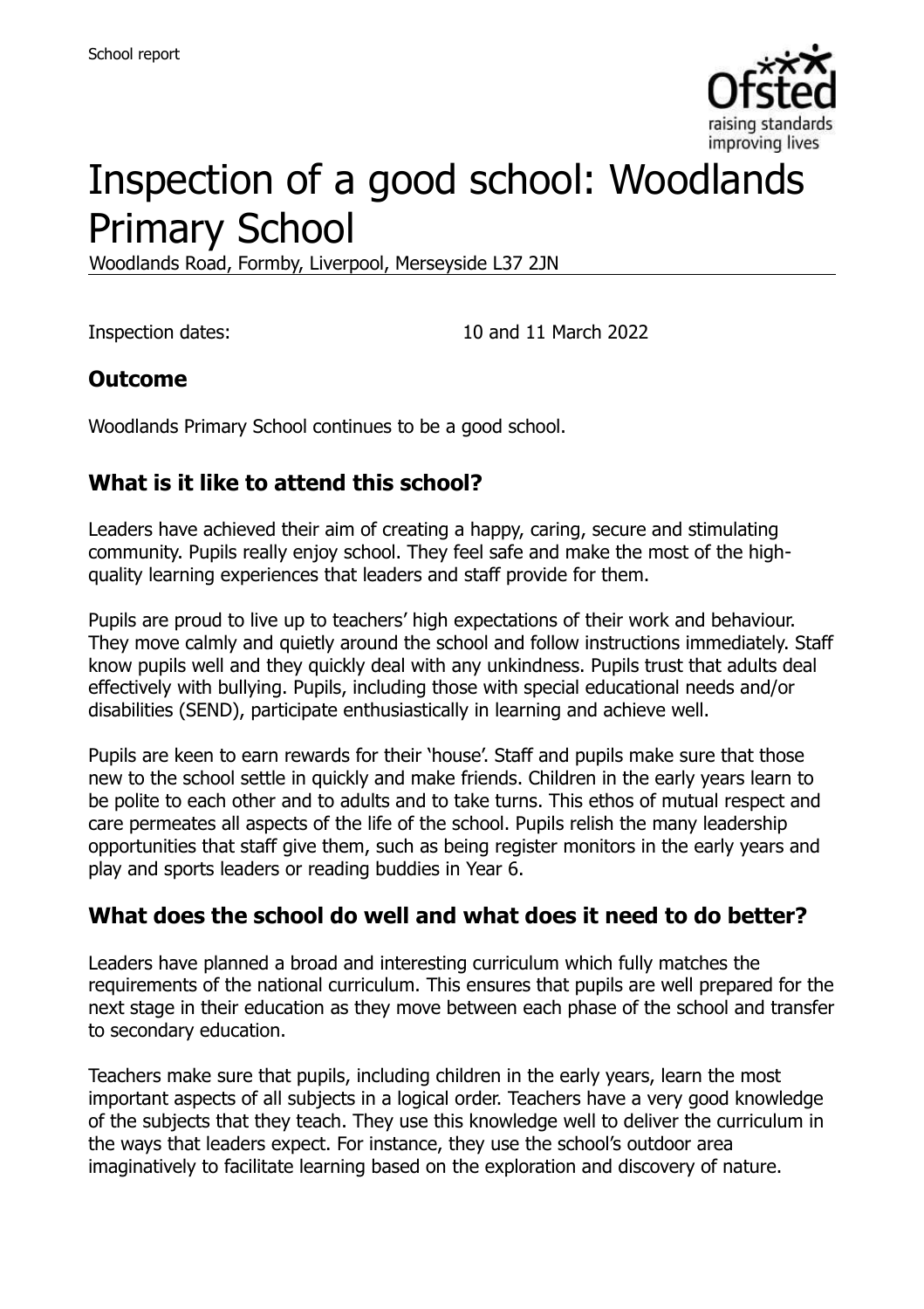# Inspection of a good school: Woodlands Primary School

Woodlands Road, Formby, Liverpool, Merseyside L37 2JN

Inspection dates: 10 and 11 March 2022

## Outcome

Woodlands Primary School continues to be a good school.

## What is it like to attend this school?

Leaders have achieved their aim of creating a happy, caring, secure and stimulating community. Pupils really enjoy school. They feel safe and make the most of the high-quality learning experiences that leaders and staff provide for them.

Pupils are proud to live up to teachers' high expectations of their work and behaviour. They move calmly and quietly around the school and follow instructions immediately. Staff know pupils well and they quickly deal with any unkindness. Pupils trust that adults deal effectively with bullying. Pupils, including those with special educational needs and/or disabilities (SEND), participate enthusiastically in learning and achieve well.

Pupils are keen to earn rewards for their 'house'. Staff and pupils make sure that those new to the school settle in quickly and make friends. Children in the early years learn to be polite to each other and to adults and to take turns. This ethos of mutual respect and care permeates all aspects of the life of the school. Pupils relish the many leadership opportunities that staff give them, such as being register monitors in the early years and play and sports leaders or reading buddies in Year 6.

## What does the school do well and what does it need to do better?

Leaders have planned a broad and interesting curriculum which fully matches the requirements of the national curriculum. This ensures that pupils are well prepared for the next stage in their education as they move between each phase of the school and transfer to secondary education.

Teachers make sure that pupils, including children in the early years, learn the most important aspects of all subjects in a logical order. Teachers have a very good knowledge of the subjects that they teach. They use this knowledge well to deliver the curriculum in the ways that leaders expect. For instance, they use the school's outdoor area imaginatively to facilitate learning based on the exploration and discovery of nature.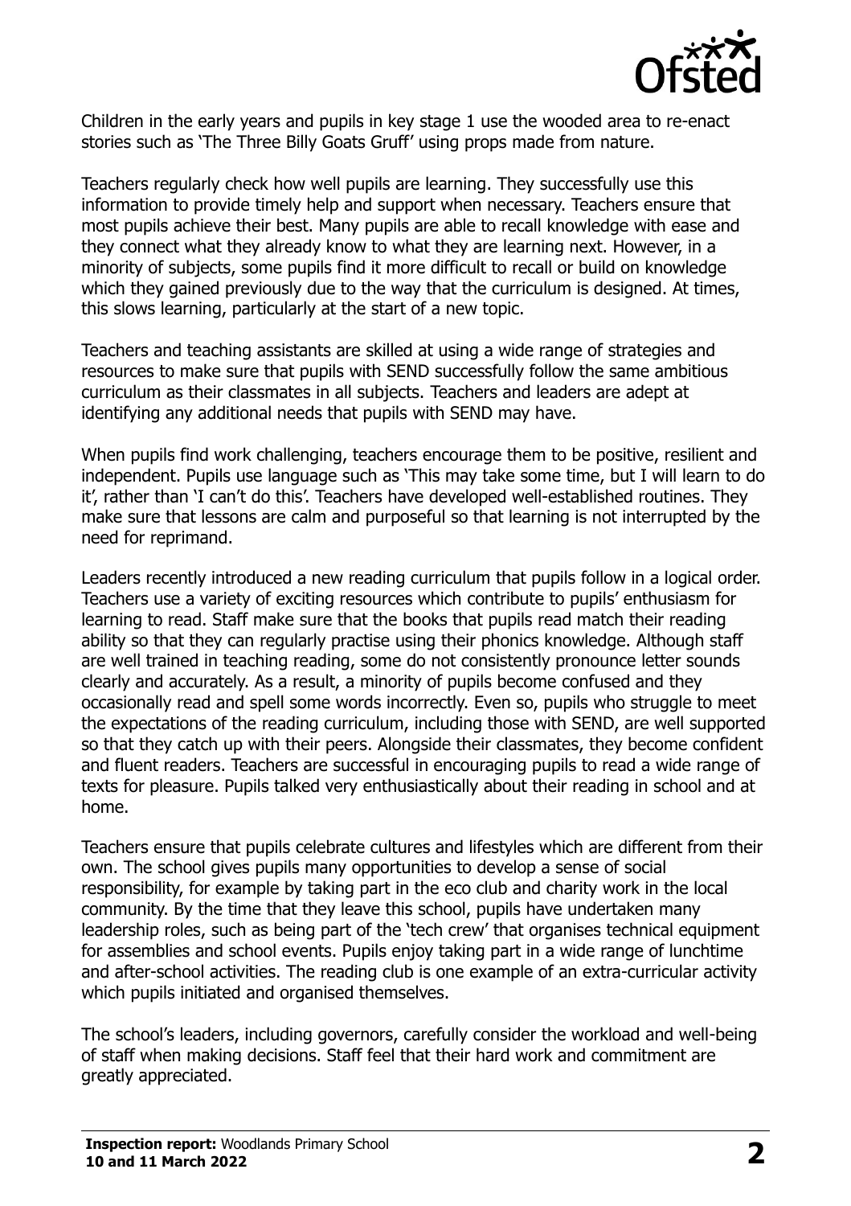Children in the early years and pupils in key stage 1 use the wooded area to re-enact stories such as 'The Three Billy Goats Gruff' using props made from nature.

Teachers regularly check how well pupils are learning. They successfully use this information to provide timely help and support when necessary. Teachers ensure that most pupils achieve their best. Many pupils are able to recall knowledge with ease and they connect what they already know to what they are learning next. However, in a minority of subjects, some pupils find it more difficult to recall or build on knowledge which they gained previously due to the way that the curriculum is designed. At times, this slows learning, particularly at the start of a new topic.

Teachers and teaching assistants are skilled at using a wide range of strategies and resources to make sure that pupils with SEND successfully follow the same ambitious curriculum as their classmates in all subjects. Teachers and leaders are adept at identifying any additional needs that pupils with SEND may have.

When pupils find work challenging, teachers encourage them to be positive, resilient and independent. Pupils use language such as 'This may take some time, but I will learn to do it', rather than 'I can't do this'. Teachers have developed well-established routines. They make sure that lessons are calm and purposeful so that learning is not interrupted by the need for reprimand.

Leaders recently introduced a new reading curriculum that pupils follow in a logical order. Teachers use a variety of exciting resources which contribute to pupils' enthusiasm for learning to read. Staff make sure that the books that pupils read match their reading ability so that they can regularly practise using their phonics knowledge. Although staff are well trained in teaching reading, some do not consistently pronounce letter sounds clearly and accurately. As a result, a minority of pupils become confused and they occasionally read and spell some words incorrectly. Even so, pupils who struggle to meet the expectations of the reading curriculum, including those with SEND, are well supported so that they catch up with their peers. Alongside their classmates, they become confident and fluent readers. Teachers are successful in encouraging pupils to read a wide range of texts for pleasure. Pupils talked very enthusiastically about their reading in school and at home.

Teachers ensure that pupils celebrate cultures and lifestyles which are different from their own. The school gives pupils many opportunities to develop a sense of social responsibility, for example by taking part in the eco club and charity work in the local community. By the time that they leave this school, pupils have undertaken many leadership roles, such as being part of the 'tech crew' that organises technical equipment for assemblies and school events. Pupils enjoy taking part in a wide range of lunchtime and after-school activities. The reading club is one example of an extra-curricular activity which pupils initiated and organised themselves.

The school's leaders, including governors, carefully consider the workload and well-being of staff when making decisions. Staff feel that their hard work and commitment are greatly appreciated.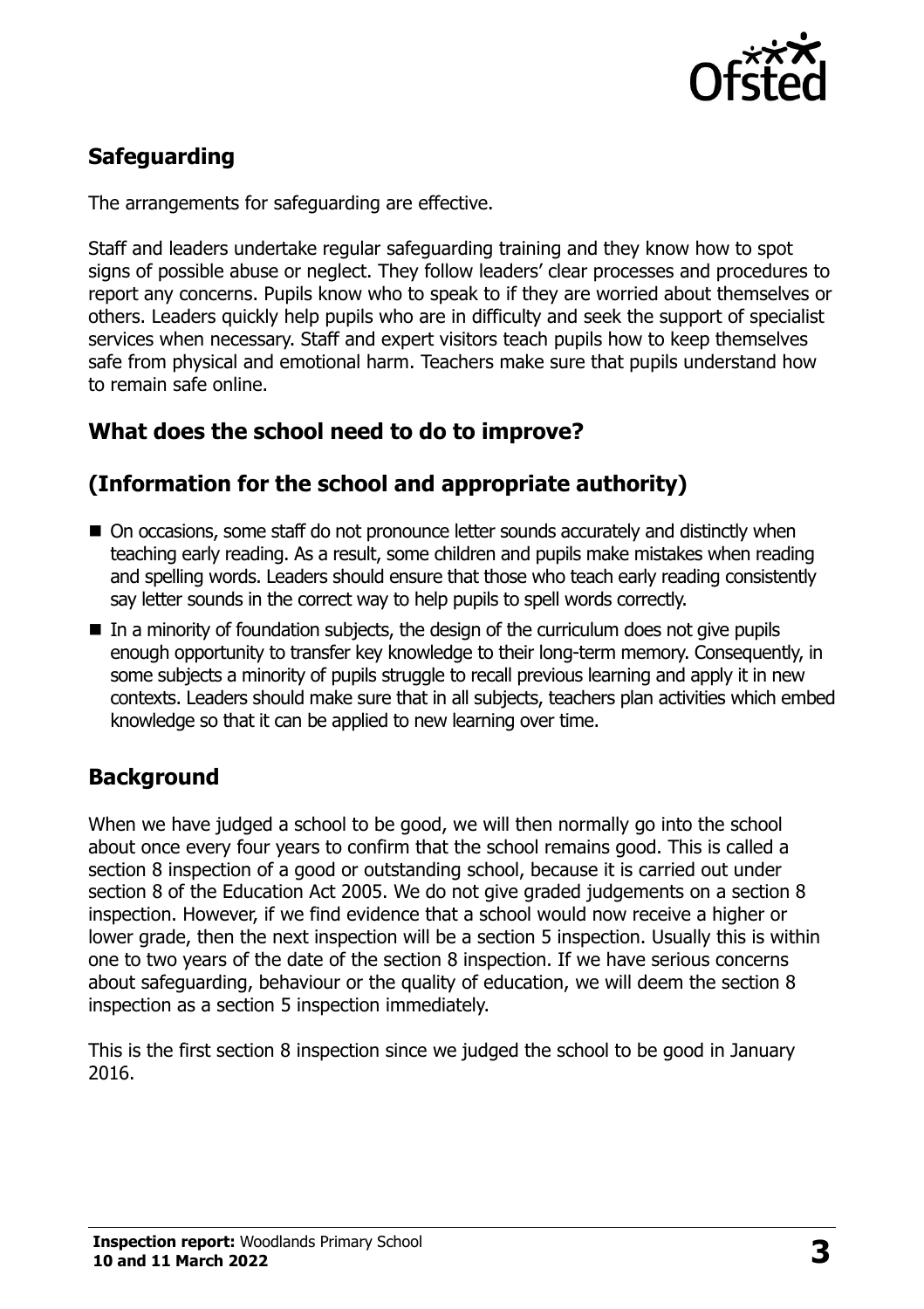## Safeguarding

The arrangements for safeguarding are effective.

Staff and leaders undertake regular safeguarding training and they know how to spot signs of possible abuse or neglect. They follow leaders' clear processes and procedures to report any concerns. Pupils know who to speak to if they are worried about themselves or others. Leaders quickly help pupils who are in difficulty and seek the support of specialist services when necessary. Staff and expert visitors teach pupils how to keep themselves safe from physical and emotional harm. Teachers make sure that pupils understand how to remain safe online.

## What does the school need to do to improve?

## (Information for the school and appropriate authority)

- On occasions, some staff do not pronounce letter sounds accurately and distinctly when teaching early reading. As a result, some children and pupils make mistakes when reading and spelling words. Leaders should ensure that those who teach early reading consistently say letter sounds in the correct way to help pupils to spell words correctly.
- In a minority of foundation subjects, the design of the curriculum does not give pupils enough opportunity to transfer key knowledge to their long-term memory. Consequently, in some subjects a minority of pupils struggle to recall previous learning and apply it in new contexts. Leaders should make sure that in all subjects, teachers plan activities which embed knowledge so that it can be applied to new learning over time.

## Background

When we have judged a school to be good, we will then normally go into the school about once every four years to confirm that the school remains good. This is called a section 8 inspection of a good or outstanding school, because it is carried out under section 8 of the Education Act 2005. We do not give graded judgements on a section 8 inspection. However, if we find evidence that a school would now receive a higher or lower grade, then the next inspection will be a section 5 inspection. Usually this is within one to two years of the date of the section 8 inspection. If we have serious concerns about safeguarding, behaviour or the quality of education, we will deem the section 8 inspection as a section 5 inspection immediately.

This is the first section 8 inspection since we judged the school to be good in January 2016.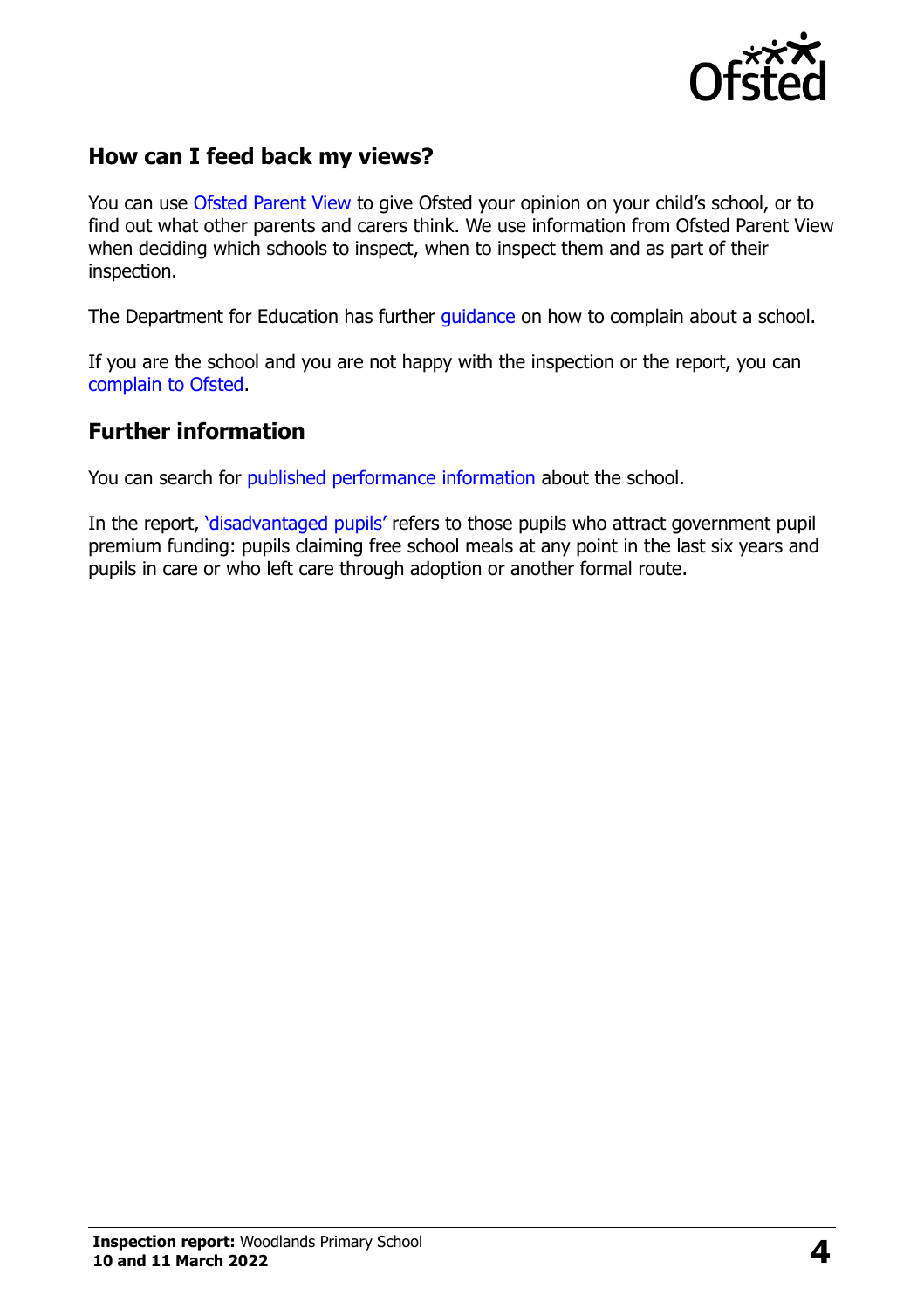## How can I feed back my views?

You can use Ofsted Parent View to give Ofsted your opinion on your child's school, or to find out what other parents and carers think. We use information from Ofsted Parent View when deciding which schools to inspect, when to inspect them and as part of their inspection.

The Department for Education has further guidance on how to complain about a school.

If you are the school and you are not happy with the inspection or the report, you can complain to Ofsted.

## Further information

You can search for published performance information about the school.

In the report, 'disadvantaged pupils' refers to those pupils who attract government pupil premium funding: pupils claiming free school meals at any point in the last six years and pupils in care or who left care through adoption or another formal route.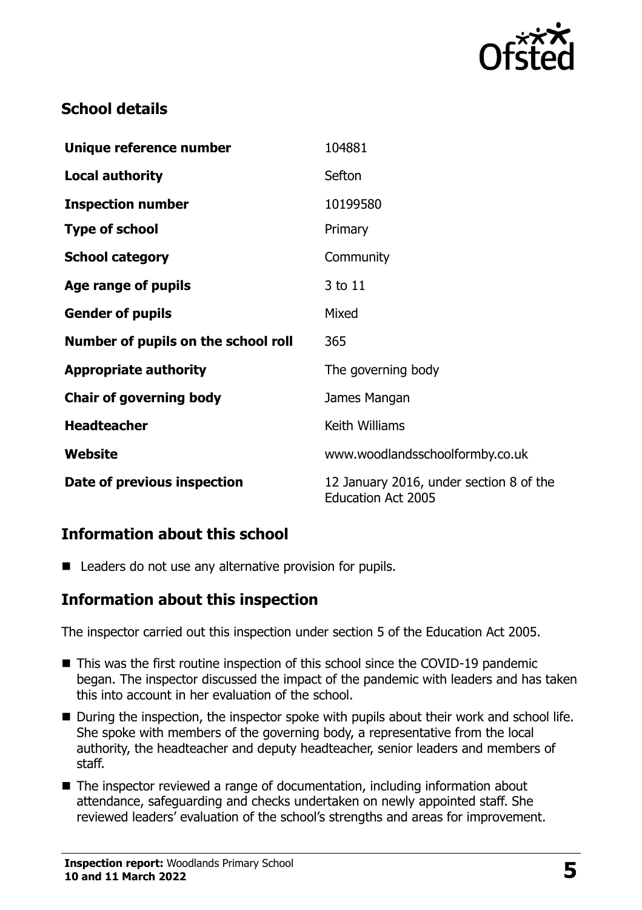## School details

| | |
|---|---|
| **Unique reference number** | 104881 |
| **Local authority** | Sefton |
| **Inspection number** | 10199580 |
| **Type of school** | Primary |
| **School category** | Community |
| **Age range of pupils** | 3 to 11 |
| **Gender of pupils** | Mixed |
| **Number of pupils on the school roll** | 365 |
| **Appropriate authority** | The governing body |
| **Chair of governing body** | James Mangan |
| **Headteacher** | Keith Williams |
| **Website** | www.woodlandsschoolformby.co.uk |
| **Date of previous inspection** | 12 January 2016, under section 8 of the Education Act 2005 |

## Information about this school

- Leaders do not use any alternative provision for pupils.

## Information about this inspection

The inspector carried out this inspection under section 5 of the Education Act 2005.

- This was the first routine inspection of this school since the COVID-19 pandemic began. The inspector discussed the impact of the pandemic with leaders and has taken this into account in her evaluation of the school.
- During the inspection, the inspector spoke with pupils about their work and school life. She spoke with members of the governing body, a representative from the local authority, the headteacher and deputy headteacher, senior leaders and members of staff.
- The inspector reviewed a range of documentation, including information about attendance, safeguarding and checks undertaken on newly appointed staff. She reviewed leaders' evaluation of the school's strengths and areas for improvement.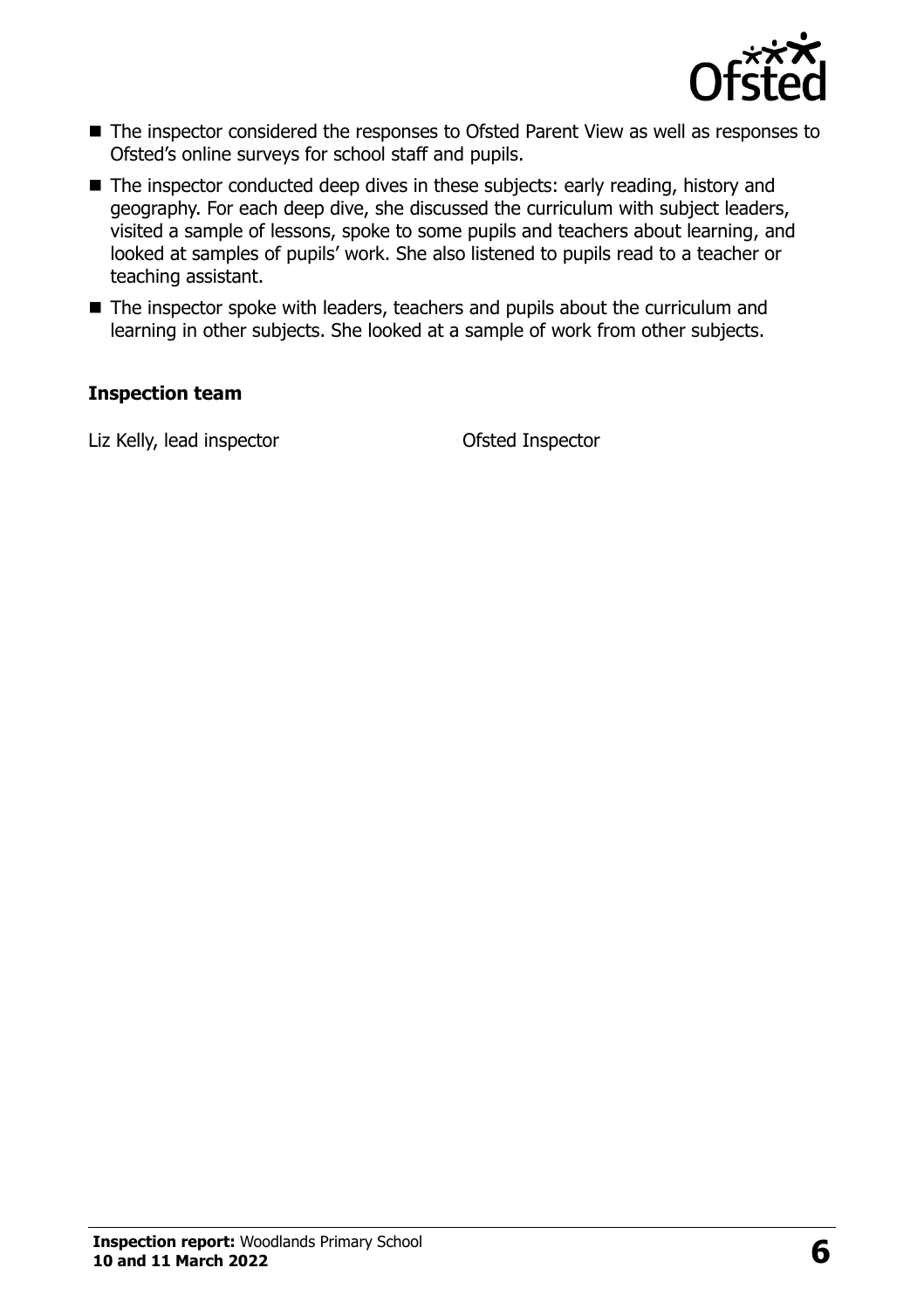- The inspector considered the responses to Ofsted Parent View as well as responses to Ofsted's online surveys for school staff and pupils.
- The inspector conducted deep dives in these subjects: early reading, history and geography. For each deep dive, she discussed the curriculum with subject leaders, visited a sample of lessons, spoke to some pupils and teachers about learning, and looked at samples of pupils' work. She also listened to pupils read to a teacher or teaching assistant.
- The inspector spoke with leaders, teachers and pupils about the curriculum and learning in other subjects. She looked at a sample of work from other subjects.

### Inspection team

| | |
|---|---|
| Liz Kelly, lead inspector | Ofsted Inspector |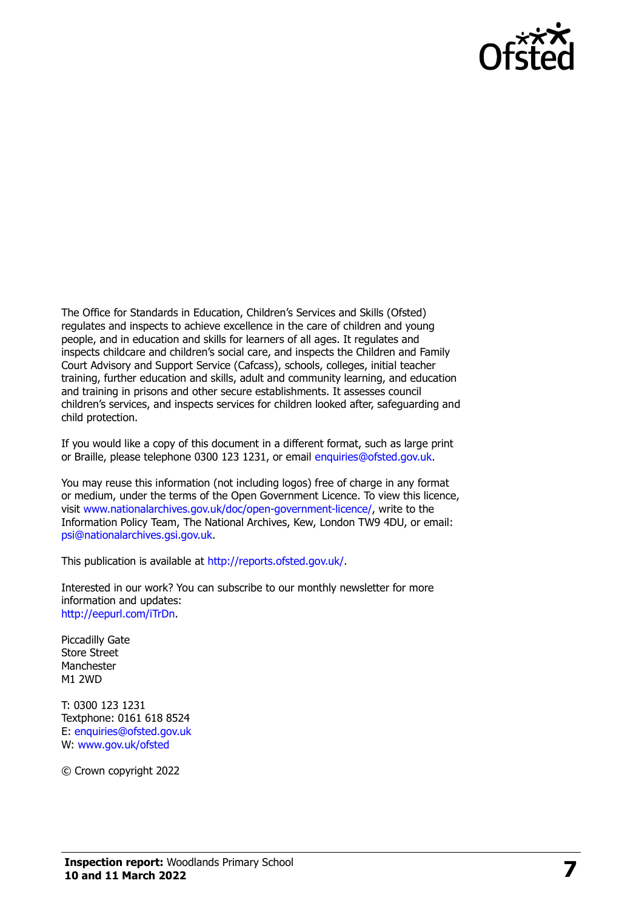The Office for Standards in Education, Children's Services and Skills (Ofsted) regulates and inspects to achieve excellence in the care of children and young people, and in education and skills for learners of all ages. It regulates and inspects childcare and children's social care, and inspects the Children and Family Court Advisory and Support Service (Cafcass), schools, colleges, initial teacher training, further education and skills, adult and community learning, and education and training in prisons and other secure establishments. It assesses council children's services, and inspects services for children looked after, safeguarding and child protection.

If you would like a copy of this document in a different format, such as large print or Braille, please telephone 0300 123 1231, or email enquiries@ofsted.gov.uk.

You may reuse this information (not including logos) free of charge in any format or medium, under the terms of the Open Government Licence. To view this licence, visit www.nationalarchives.gov.uk/doc/open-government-licence/, write to the Information Policy Team, The National Archives, Kew, London TW9 4DU, or email: psi@nationalarchives.gsi.gov.uk.

This publication is available at http://reports.ofsted.gov.uk/.

Interested in our work? You can subscribe to our monthly newsletter for more information and updates:
http://eepurl.com/iTrDn.

Piccadilly Gate
Store Street
Manchester
M1 2WD

T: 0300 123 1231
Textphone: 0161 618 8524
E: enquiries@ofsted.gov.uk
W: www.gov.uk/ofsted

© Crown copyright 2022